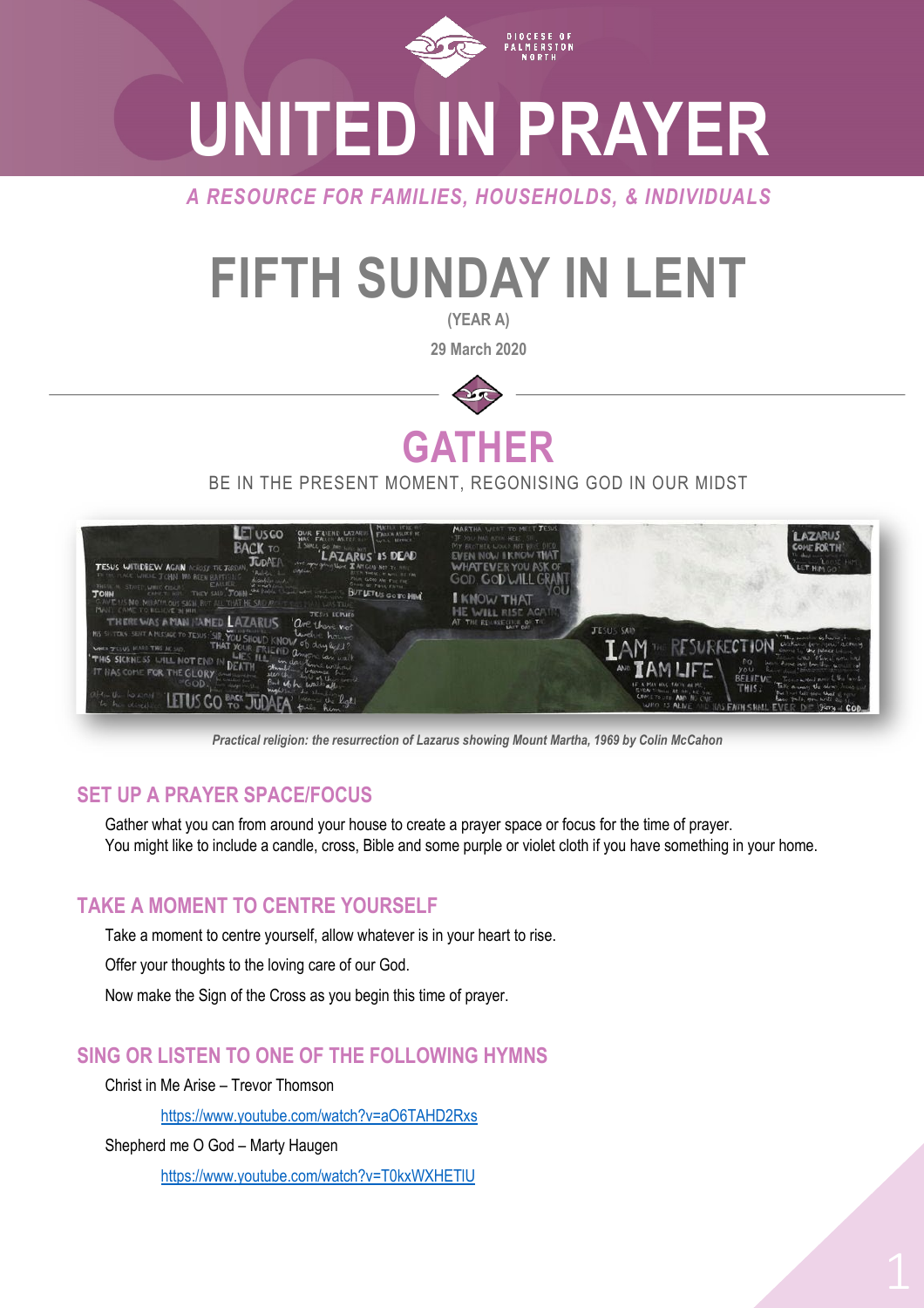DIOCESE OF PALMERSTON NORTH

# UNITED IN PRAYER

*A RESOURCE FOR FAMILIES, HOUSEHOLDS, & INDIVIDUALS*

# FIFTH SUNDAY IN LENT

(YEAR A)

29 March 2020

## GATHER

BE IN THE PRESENT MOMENT, REGONISING GOD IN OUR MIDST

*Practical religion: the resurrection of Lazarus showing Mount Martha, 1969 by Colin McCahon*

### SET UP A PRAYER SPACE/FOCUS

Gather what you can from around your house to create a prayer space or focus for the time of prayer.
You might like to include a candle, cross, Bible and some purple or violet cloth if you have something in your home.

### TAKE A MOMENT TO CENTRE YOURSELF

Take a moment to centre yourself, allow whatever is in your heart to rise.

Offer your thoughts to the loving care of our God.

Now make the Sign of the Cross as you begin this time of prayer.

### SING OR LISTEN TO ONE OF THE FOLLOWING HYMNS

Christ in Me Arise – Trevor Thomson

https://www.youtube.com/watch?v=aO6TAHD2Rxs

Shepherd me O God – Marty Haugen

https://www.youtube.com/watch?v=T0kxWXHETlU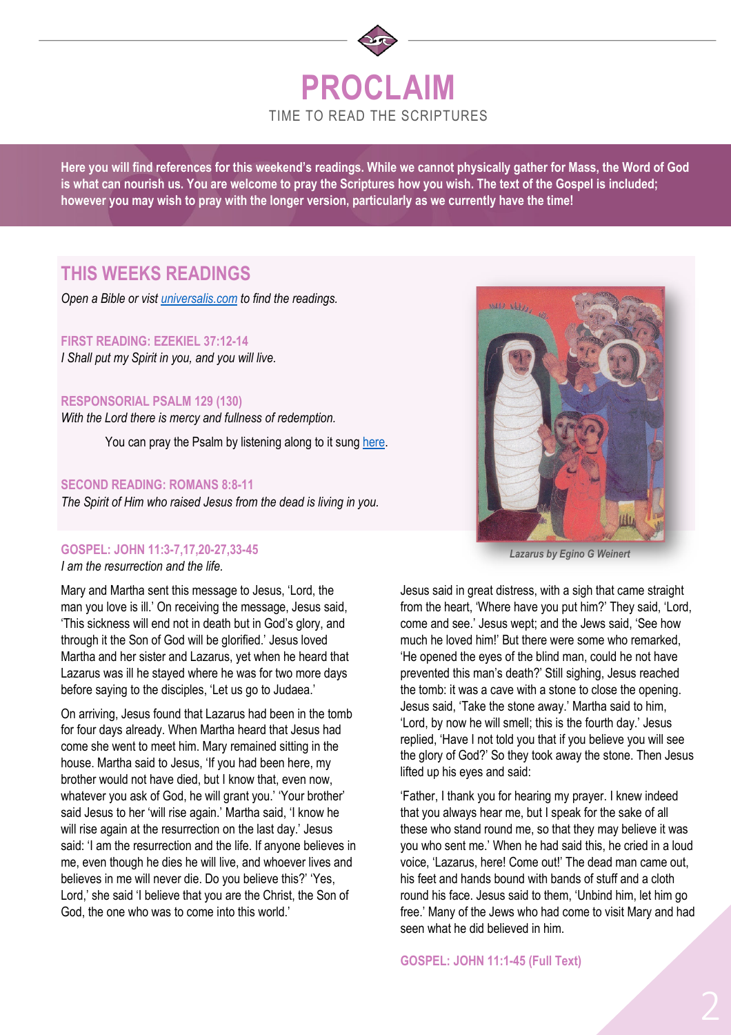# PROCLAIM

TIME TO READ THE SCRIPTURES

**Here you will find references for this weekend's readings. While we cannot physically gather for Mass, the Word of God is what can nourish us. You are welcome to pray the Scriptures how you wish. The text of the Gospel is included; however you may wish to pray with the longer version, particularly as we currently have the time!**

## THIS WEEKS READINGS

*Open a Bible or vist universalis.com to find the readings.*

### FIRST READING: EZEKIEL 37:12-14

*I Shall put my Spirit in you, and you will live.*

### RESPONSORIAL PSALM 129 (130)

*With the Lord there is mercy and fullness of redemption.*

You can pray the Psalm by listening along to it sung here.

### SECOND READING: ROMANS 8:8-11

*The Spirit of Him who raised Jesus from the dead is living in you.*

Lazarus by Egino G Weinert

### GOSPEL: JOHN 11:3-7,17,20-27,33-45

*I am the resurrection and the life.*

Mary and Martha sent this message to Jesus, 'Lord, the man you love is ill.' On receiving the message, Jesus said, 'This sickness will end not in death but in God's glory, and through it the Son of God will be glorified.' Jesus loved Martha and her sister and Lazarus, yet when he heard that Lazarus was ill he stayed where he was for two more days before saying to the disciples, 'Let us go to Judaea.'

On arriving, Jesus found that Lazarus had been in the tomb for four days already. When Martha heard that Jesus had come she went to meet him. Mary remained sitting in the house. Martha said to Jesus, 'If you had been here, my brother would not have died, but I know that, even now, whatever you ask of God, he will grant you.' 'Your brother' said Jesus to her 'will rise again.' Martha said, 'I know he will rise again at the resurrection on the last day.' Jesus said: 'I am the resurrection and the life. If anyone believes in me, even though he dies he will live, and whoever lives and believes in me will never die. Do you believe this?' 'Yes, Lord,' she said 'I believe that you are the Christ, the Son of God, the one who was to come into this world.'

Jesus said in great distress, with a sigh that came straight from the heart, 'Where have you put him?' They said, 'Lord, come and see.' Jesus wept; and the Jews said, 'See how much he loved him!' But there were some who remarked, 'He opened the eyes of the blind man, could he not have prevented this man's death?' Still sighing, Jesus reached the tomb: it was a cave with a stone to close the opening. Jesus said, 'Take the stone away.' Martha said to him, 'Lord, by now he will smell; this is the fourth day.' Jesus replied, 'Have I not told you that if you believe you will see the glory of God?' So they took away the stone. Then Jesus lifted up his eyes and said:

'Father, I thank you for hearing my prayer. I knew indeed that you always hear me, but I speak for the sake of all these who stand round me, so that they may believe it was you who sent me.' When he had said this, he cried in a loud voice, 'Lazarus, here! Come out!' The dead man came out, his feet and hands bound with bands of stuff and a cloth round his face. Jesus said to them, 'Unbind him, let him go free.' Many of the Jews who had come to visit Mary and had seen what he did believed in him.

### GOSPEL: JOHN 11:1-45 (Full Text)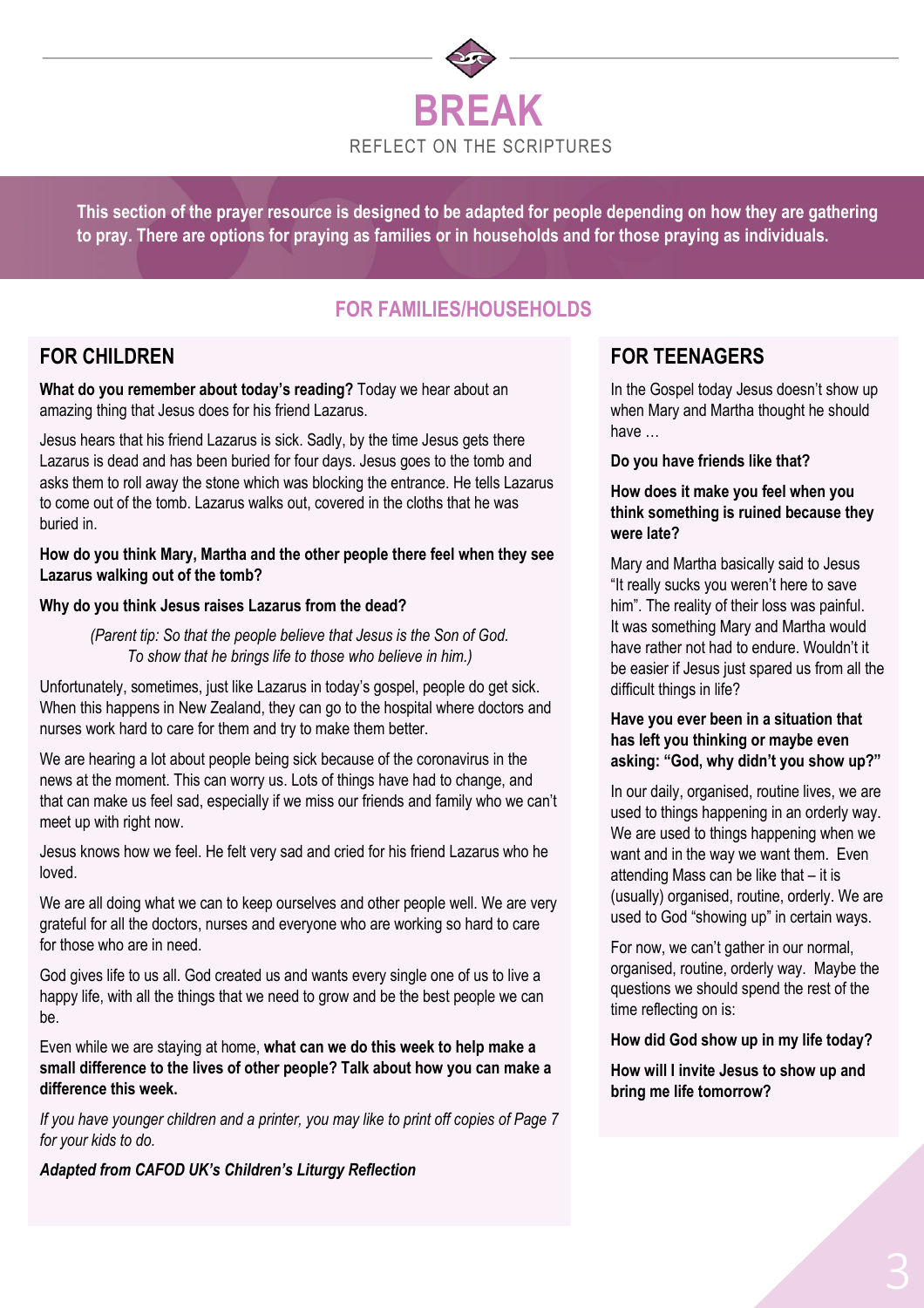# BREAK

REFLECT ON THE SCRIPTURES

**This section of the prayer resource is designed to be adapted for people depending on how they are gathering to pray. There are options for praying as families or in households and for those praying as individuals.**

## FOR FAMILIES/HOUSEHOLDS

### FOR CHILDREN

**What do you remember about today's reading?** Today we hear about an amazing thing that Jesus does for his friend Lazarus.

Jesus hears that his friend Lazarus is sick. Sadly, by the time Jesus gets there Lazarus is dead and has been buried for four days. Jesus goes to the tomb and asks them to roll away the stone which was blocking the entrance. He tells Lazarus to come out of the tomb. Lazarus walks out, covered in the cloths that he was buried in.

**How do you think Mary, Martha and the other people there feel when they see Lazarus walking out of the tomb?**

**Why do you think Jesus raises Lazarus from the dead?**

*(Parent tip: So that the people believe that Jesus is the Son of God. To show that he brings life to those who believe in him.)*

Unfortunately, sometimes, just like Lazarus in today's gospel, people do get sick. When this happens in New Zealand, they can go to the hospital where doctors and nurses work hard to care for them and try to make them better.

We are hearing a lot about people being sick because of the coronavirus in the news at the moment. This can worry us. Lots of things have had to change, and that can make us feel sad, especially if we miss our friends and family who we can't meet up with right now.

Jesus knows how we feel. He felt very sad and cried for his friend Lazarus who he loved.

We are all doing what we can to keep ourselves and other people well. We are very grateful for all the doctors, nurses and everyone who are working so hard to care for those who are in need.

God gives life to us all. God created us and wants every single one of us to live a happy life, with all the things that we need to grow and be the best people we can be.

Even while we are staying at home, **what can we do this week to help make a small difference to the lives of other people? Talk about how you can make a difference this week.**

*If you have younger children and a printer, you may like to print off copies of Page 7 for your kids to do.*

***Adapted from CAFOD UK's Children's Liturgy Reflection***

### FOR TEENAGERS

In the Gospel today Jesus doesn't show up when Mary and Martha thought he should have …

**Do you have friends like that?**

**How does it make you feel when you think something is ruined because they were late?**

Mary and Martha basically said to Jesus "It really sucks you weren't here to save him". The reality of their loss was painful. It was something Mary and Martha would have rather not had to endure. Wouldn't it be easier if Jesus just spared us from all the difficult things in life?

**Have you ever been in a situation that has left you thinking or maybe even asking: "God, why didn't you show up?"**

In our daily, organised, routine lives, we are used to things happening in an orderly way. We are used to things happening when we want and in the way we want them. Even attending Mass can be like that – it is (usually) organised, routine, orderly. We are used to God "showing up" in certain ways.

For now, we can't gather in our normal, organised, routine, orderly way. Maybe the questions we should spend the rest of the time reflecting on is:

**How did God show up in my life today?**

**How will I invite Jesus to show up and bring me life tomorrow?**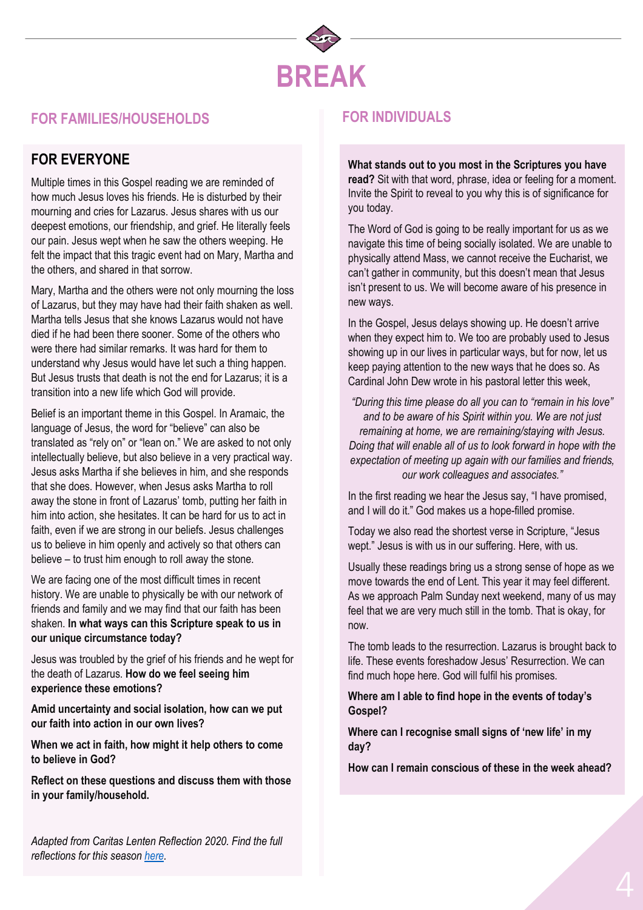# BREAK

## FOR FAMILIES/HOUSEHOLDS

### FOR EVERYONE

Multiple times in this Gospel reading we are reminded of how much Jesus loves his friends. He is disturbed by their mourning and cries for Lazarus. Jesus shares with us our deepest emotions, our friendship, and grief. He literally feels our pain. Jesus wept when he saw the others weeping. He felt the impact that this tragic event had on Mary, Martha and the others, and shared in that sorrow.

Mary, Martha and the others were not only mourning the loss of Lazarus, but they may have had their faith shaken as well. Martha tells Jesus that she knows Lazarus would not have died if he had been there sooner. Some of the others who were there had similar remarks. It was hard for them to understand why Jesus would have let such a thing happen. But Jesus trusts that death is not the end for Lazarus; it is a transition into a new life which God will provide.

Belief is an important theme in this Gospel. In Aramaic, the language of Jesus, the word for "believe" can also be translated as "rely on" or "lean on." We are asked to not only intellectually believe, but also believe in a very practical way. Jesus asks Martha if she believes in him, and she responds that she does. However, when Jesus asks Martha to roll away the stone in front of Lazarus' tomb, putting her faith in him into action, she hesitates. It can be hard for us to act in faith, even if we are strong in our beliefs. Jesus challenges us to believe in him openly and actively so that others can believe – to trust him enough to roll away the stone.

We are facing one of the most difficult times in recent history. We are unable to physically be with our network of friends and family and we may find that our faith has been shaken. **In what ways can this Scripture speak to us in our unique circumstance today?**

Jesus was troubled by the grief of his friends and he wept for the death of Lazarus. **How do we feel seeing him experience these emotions?**

**Amid uncertainty and social isolation, how can we put our faith into action in our own lives?**

**When we act in faith, how might it help others to come to believe in God?**

**Reflect on these questions and discuss them with those in your family/household.**

*Adapted from Caritas Lenten Reflection 2020. Find the full reflections for this season [here](here).*

## FOR INDIVIDUALS

**What stands out to you most in the Scriptures you have read?** Sit with that word, phrase, idea or feeling for a moment. Invite the Spirit to reveal to you why this is of significance for you today.

The Word of God is going to be really important for us as we navigate this time of being socially isolated. We are unable to physically attend Mass, we cannot receive the Eucharist, we can't gather in community, but this doesn't mean that Jesus isn't present to us. We will become aware of his presence in new ways.

In the Gospel, Jesus delays showing up. He doesn't arrive when they expect him to. We too are probably used to Jesus showing up in our lives in particular ways, but for now, let us keep paying attention to the new ways that he does so. As Cardinal John Dew wrote in his pastoral letter this week,

> *"During this time please do all you can to "remain in his love" and to be aware of his Spirit within you. We are not just remaining at home, we are remaining/staying with Jesus. Doing that will enable all of us to look forward in hope with the expectation of meeting up again with our families and friends, our work colleagues and associates."*

In the first reading we hear the Jesus say, "I have promised, and I will do it." God makes us a hope-filled promise.

Today we also read the shortest verse in Scripture, "Jesus wept." Jesus is with us in our suffering. Here, with us.

Usually these readings bring us a strong sense of hope as we move towards the end of Lent. This year it may feel different. As we approach Palm Sunday next weekend, many of us may feel that we are very much still in the tomb. That is okay, for now.

The tomb leads to the resurrection. Lazarus is brought back to life. These events foreshadow Jesus' Resurrection. We can find much hope here. God will fulfil his promises.

**Where am I able to find hope in the events of today's Gospel?**

**Where can I recognise small signs of 'new life' in my day?**

**How can I remain conscious of these in the week ahead?**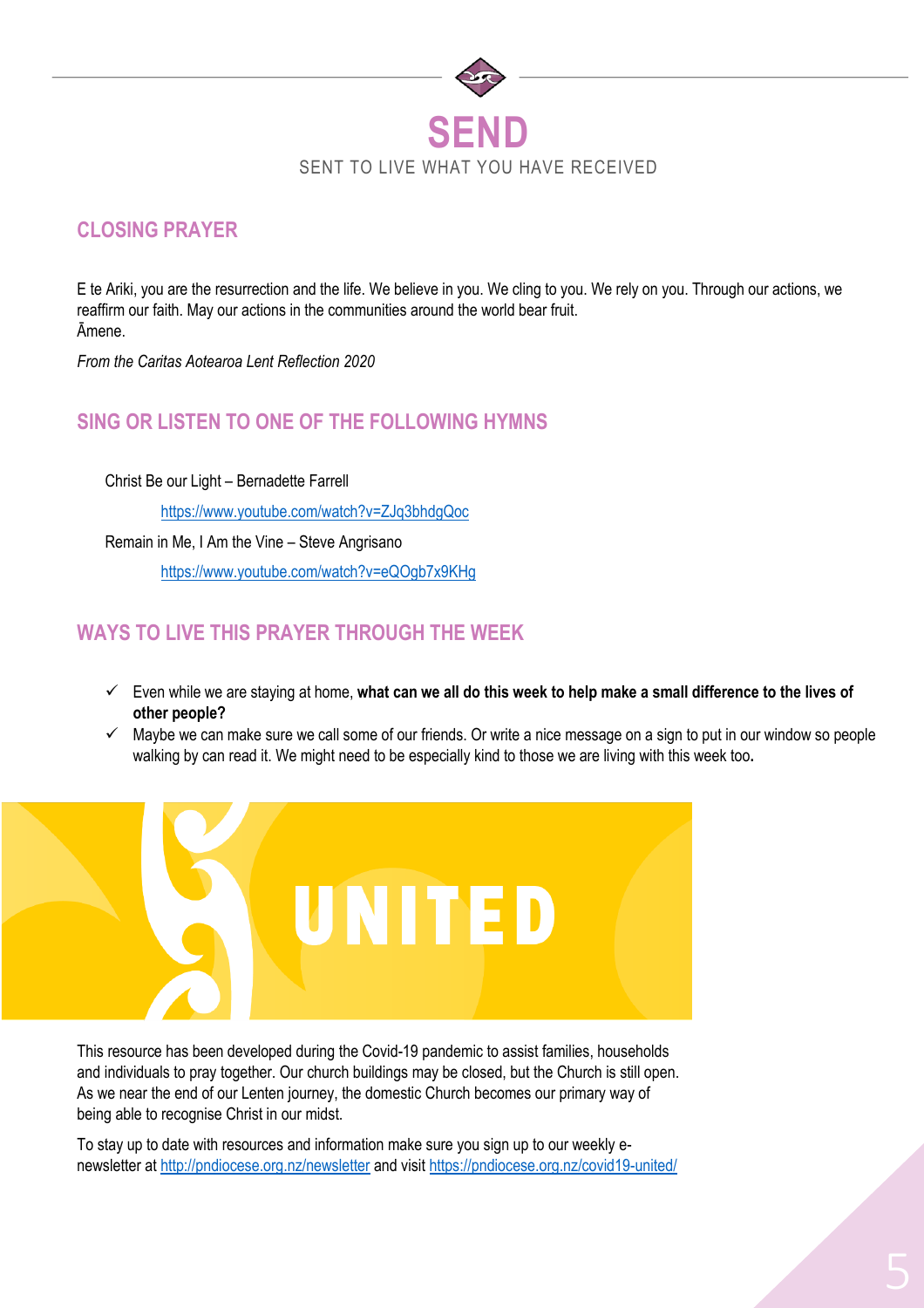# SEND

SENT TO LIVE WHAT YOU HAVE RECEIVED

## CLOSING PRAYER

E te Ariki, you are the resurrection and the life. We believe in you. We cling to you. We rely on you. Through our actions, we reaffirm our faith. May our actions in the communities around the world bear fruit.
Āmene.

*From the Caritas Aotearoa Lent Reflection 2020*

## SING OR LISTEN TO ONE OF THE FOLLOWING HYMNS

Christ Be our Light – Bernadette Farrell

https://www.youtube.com/watch?v=ZJq3bhdgQoc

Remain in Me, I Am the Vine – Steve Angrisano

https://www.youtube.com/watch?v=eQOgb7x9KHg

## WAYS TO LIVE THIS PRAYER THROUGH THE WEEK

- ✓ Even while we are staying at home, **what can we all do this week to help make a small difference to the lives of other people?**
- ✓ Maybe we can make sure we call some of our friends. Or write a nice message on a sign to put in our window so people walking by can read it. We might need to be especially kind to those we are living with this week too**.**

UNITED

This resource has been developed during the Covid-19 pandemic to assist families, households and individuals to pray together. Our church buildings may be closed, but the Church is still open. As we near the end of our Lenten journey, the domestic Church becomes our primary way of being able to recognise Christ in our midst.

To stay up to date with resources and information make sure you sign up to our weekly e-newsletter at http://pndiocese.org.nz/newsletter and visit https://pndiocese.org.nz/covid19-united/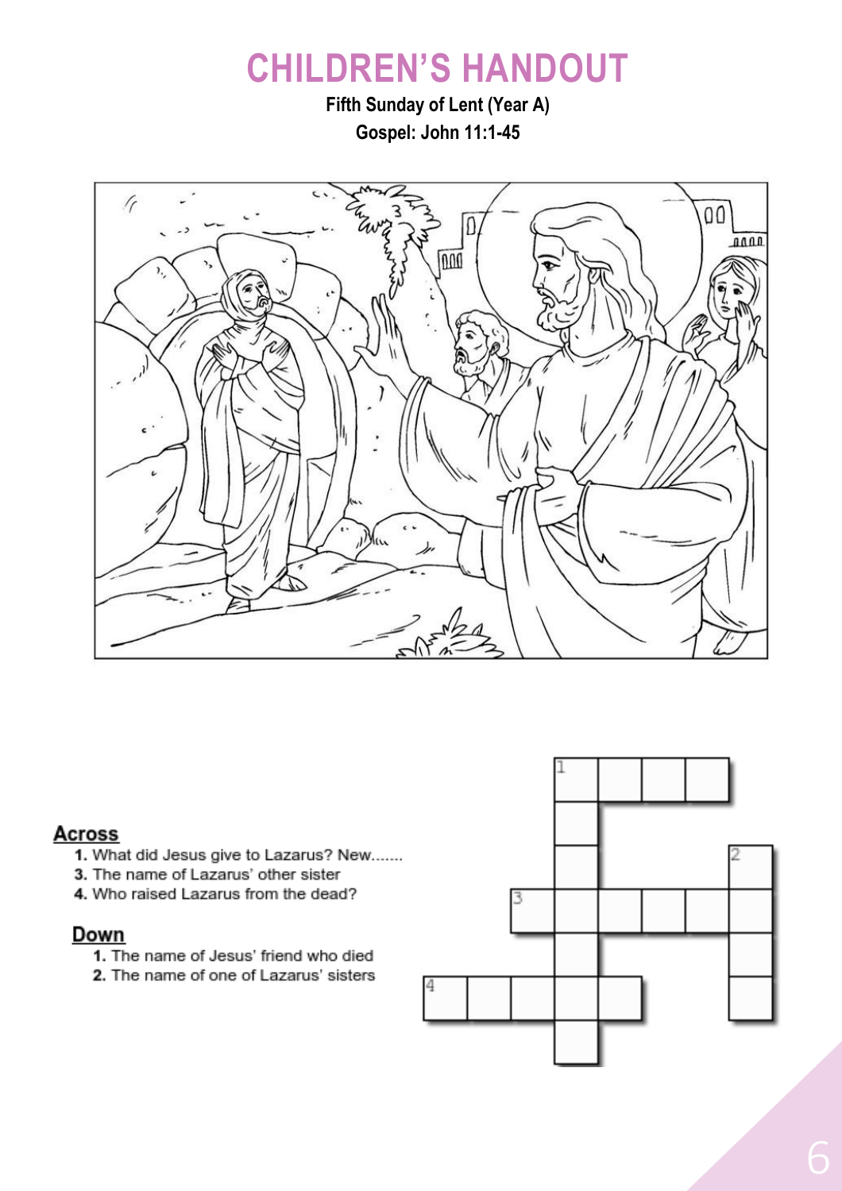# CHILDREN'S HANDOUT

**Fifth Sunday of Lent (Year A)**

**Gospel: John 11:1-45**

## Across

1. What did Jesus give to Lazarus? New.......
3. The name of Lazarus' other sister
4. Who raised Lazarus from the dead?

## Down

1. The name of Jesus' friend who died
2. The name of one of Lazarus' sisters